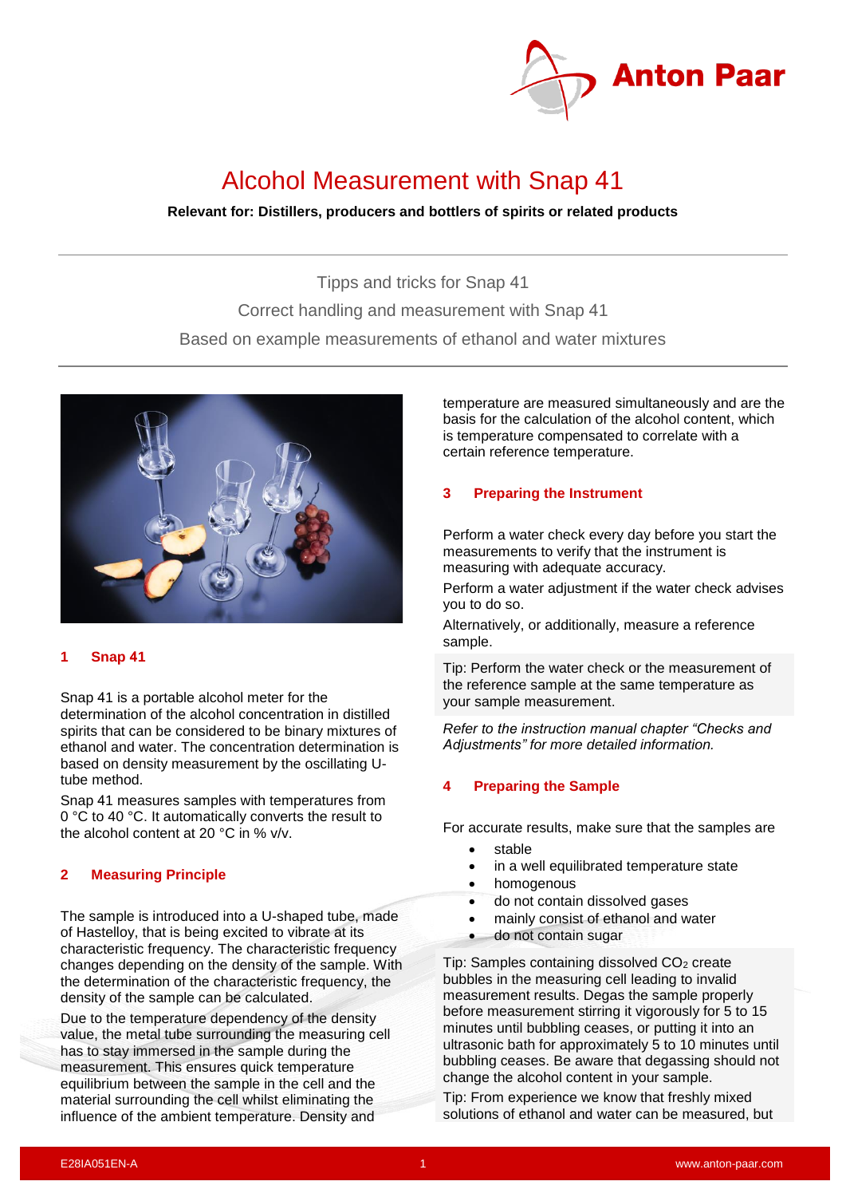# Alcohol Measurement with Snap 41

**Relevant for: Distillers, producers and bottlers of spirits or related products**

Tipps and tricks for Snap 41

Correct handling and measurement with Snap 41

Based on example measurements of ethanol and water mixtures

## 1 Snap 41

Snap 41 is a portable alcohol meter for the determination of the alcohol concentration in distilled spirits that can be considered to be binary mixtures of ethanol and water. The concentration determination is based on density measurement by the oscillating U-tube method.

Snap 41 measures samples with temperatures from 0 °C to 40 °C. It automatically converts the result to the alcohol content at 20 °C in % v/v.

## 2 Measuring Principle

The sample is introduced into a U-shaped tube, made of Hastelloy, that is being excited to vibrate at its characteristic frequency. The characteristic frequency changes depending on the density of the sample. With the determination of the characteristic frequency, the density of the sample can be calculated.

Due to the temperature dependency of the density value, the metal tube surrounding the measuring cell has to stay immersed in the sample during the measurement. This ensures quick temperature equilibrium between the sample in the cell and the material surrounding the cell whilst eliminating the influence of the ambient temperature. Density and temperature are measured simultaneously and are the basis for the calculation of the alcohol content, which is temperature compensated to correlate with a certain reference temperature.

## 3 Preparing the Instrument

Perform a water check every day before you start the measurements to verify that the instrument is measuring with adequate accuracy.

Perform a water adjustment if the water check advises you to do so.

Alternatively, or additionally, measure a reference sample.

Tip: Perform the water check or the measurement of the reference sample at the same temperature as your sample measurement.

*Refer to the instruction manual chapter "Checks and Adjustments" for more detailed information.*

## 4 Preparing the Sample

For accurate results, make sure that the samples are

- stable
- in a well equilibrated temperature state
- homogenous
- do not contain dissolved gases
- mainly consist of ethanol and water
- do not contain sugar

Tip: Samples containing dissolved $CO_2$ create bubbles in the measuring cell leading to invalid measurement results. Degas the sample properly before measurement stirring it vigorously for 5 to 15 minutes until bubbling ceases, or putting it into an ultrasonic bath for approximately 5 to 10 minutes until bubbling ceases. Be aware that degassing should not change the alcohol content in your sample.

Tip: From experience we know that freshly mixed solutions of ethanol and water can be measured, but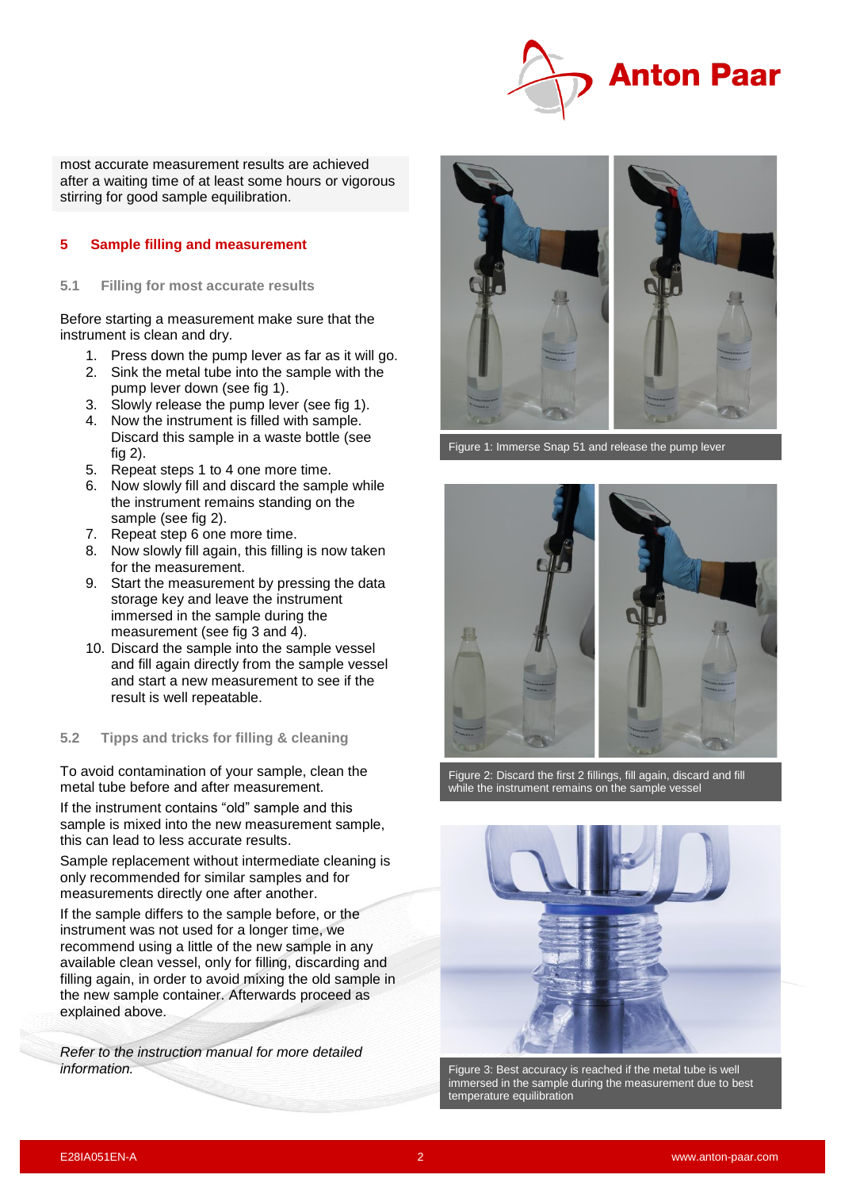most accurate measurement results are achieved after a waiting time of at least some hours or vigorous stirring for good sample equilibration.

## 5 Sample filling and measurement

### 5.1 Filling for most accurate results

Before starting a measurement make sure that the instrument is clean and dry.

1. Press down the pump lever as far as it will go.
2. Sink the metal tube into the sample with the pump lever down (see fig 1).
3. Slowly release the pump lever (see fig 1).
4. Now the instrument is filled with sample. Discard this sample in a waste bottle (see fig 2).
5. Repeat steps 1 to 4 one more time.
6. Now slowly fill and discard the sample while the instrument remains standing on the sample (see fig 2).
7. Repeat step 6 one more time.
8. Now slowly fill again, this filling is now taken for the measurement.
9. Start the measurement by pressing the data storage key and leave the instrument immersed in the sample during the measurement (see fig 3 and 4).
10. Discard the sample into the sample vessel and fill again directly from the sample vessel and start a new measurement to see if the result is well repeatable.

### 5.2 Tipps and tricks for filling & cleaning

To avoid contamination of your sample, clean the metal tube before and after measurement.

If the instrument contains "old" sample and this sample is mixed into the new measurement sample, this can lead to less accurate results.

Sample replacement without intermediate cleaning is only recommended for similar samples and for measurements directly one after another.

If the sample differs to the sample before, or the instrument was not used for a longer time, we recommend using a little of the new sample in any available clean vessel, only for filling, discarding and filling again, in order to avoid mixing the old sample in the new sample container. Afterwards proceed as explained above.

*Refer to the instruction manual for more detailed information.*

Figure 1: Immerse Snap 51 and release the pump lever

Figure 2: Discard the first 2 fillings, fill again, discard and fill while the instrument remains on the sample vessel

Figure 3: Best accuracy is reached if the metal tube is well immersed in the sample during the measurement due to best temperature equilibration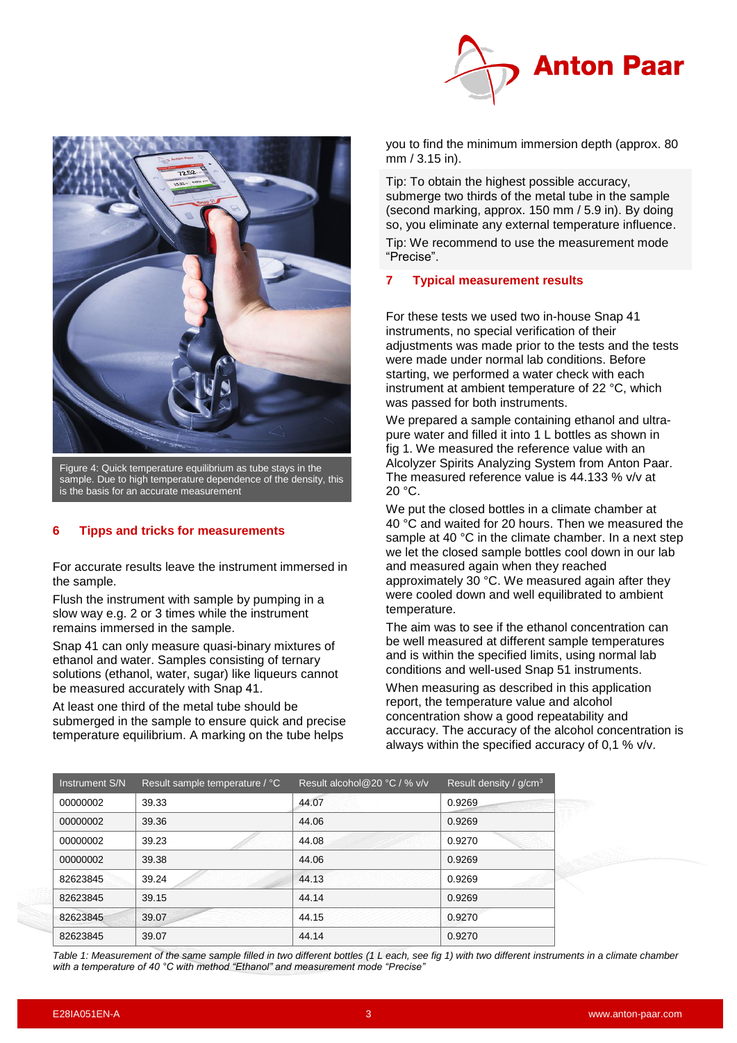Figure 4: Quick temperature equilibrium as tube stays in the sample. Due to high temperature dependence of the density, this is the basis for an accurate measurement

## 6 Tipps and tricks for measurements

For accurate results leave the instrument immersed in the sample.

Flush the instrument with sample by pumping in a slow way e.g. 2 or 3 times while the instrument remains immersed in the sample.

Snap 41 can only measure quasi-binary mixtures of ethanol and water. Samples consisting of ternary solutions (ethanol, water, sugar) like liqueurs cannot be measured accurately with Snap 41.

At least one third of the metal tube should be submerged in the sample to ensure quick and precise temperature equilibrium. A marking on the tube helps you to find the minimum immersion depth (approx. 80 mm / 3.15 in).

Tip: To obtain the highest possible accuracy, submerge two thirds of the metal tube in the sample (second marking, approx. 150 mm / 5.9 in). By doing so, you eliminate any external temperature influence.

Tip: We recommend to use the measurement mode “Precise”.

## 7 Typical measurement results

For these tests we used two in-house Snap 41 instruments, no special verification of their adjustments was made prior to the tests and the tests were made under normal lab conditions. Before starting, we performed a water check with each instrument at ambient temperature of 22 °C, which was passed for both instruments.

We prepared a sample containing ethanol and ultra-pure water and filled it into 1 L bottles as shown in fig 1. We measured the reference value with an Alcolyzer Spirits Analyzing System from Anton Paar. The measured reference value is 44.133 % v/v at 20 °C.

We put the closed bottles in a climate chamber at 40 °C and waited for 20 hours. Then we measured the sample at 40 °C in the climate chamber. In a next step we let the closed sample bottles cool down in our lab and measured again when they reached approximately 30 °C. We measured again after they were cooled down and well equilibrated to ambient temperature.

The aim was to see if the ethanol concentration can be well measured at different sample temperatures and is within the specified limits, using normal lab conditions and well-used Snap 51 instruments.

When measuring as described in this application report, the temperature value and alcohol concentration show a good repeatability and accuracy. The accuracy of the alcohol concentration is always within the specified accuracy of 0,1 % v/v.

| Instrument S/N | Result sample temperature / °C | Result alcohol@20 °C / % v/v | Result density / g/cm³ |
|---|---|---|---|
| 00000002 | 39.33 | 44.07 | 0.9269 |
| 00000002 | 39.36 | 44.06 | 0.9269 |
| 00000002 | 39.23 | 44.08 | 0.9270 |
| 00000002 | 39.38 | 44.06 | 0.9269 |
| 82623845 | 39.24 | 44.13 | 0.9269 |
| 82623845 | 39.15 | 44.14 | 0.9269 |
| 82623845 | 39.07 | 44.15 | 0.9270 |
| 82623845 | 39.07 | 44.14 | 0.9270 |

*Table 1: Measurement of the same sample filled in two different bottles (1 L each, see fig 1) with two different instruments in a climate chamber with a temperature of 40 °C with method “Ethanol” and measurement mode “Precise”*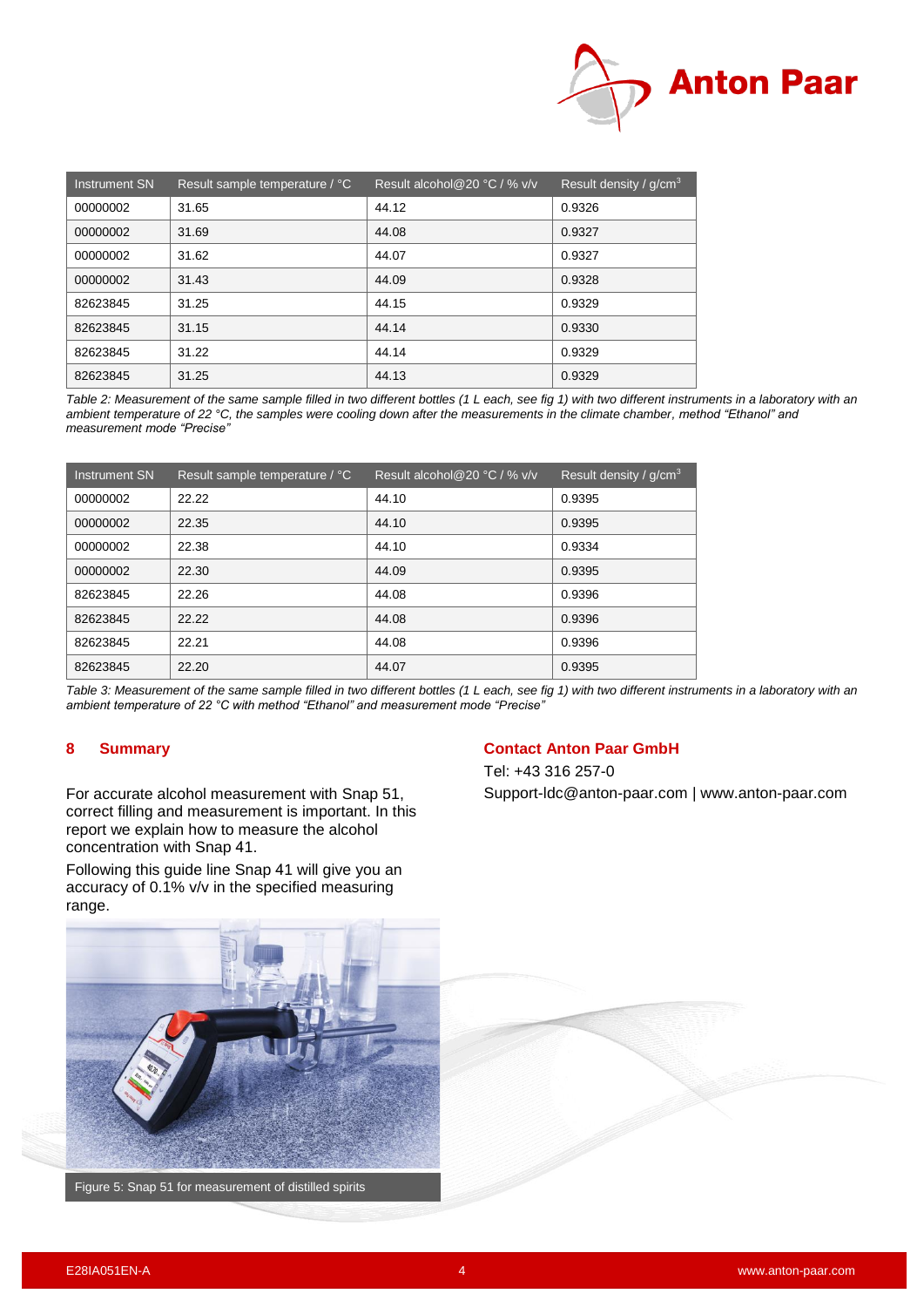| Instrument SN | Result sample temperature / °C | Result alcohol@20 °C / % v/v | Result density / g/cm$^3$ |
|---|---|---|---|
| 00000002 | 31.65 | 44.12 | 0.9326 |
| 00000002 | 31.69 | 44.08 | 0.9327 |
| 00000002 | 31.62 | 44.07 | 0.9327 |
| 00000002 | 31.43 | 44.09 | 0.9328 |
| 82623845 | 31.25 | 44.15 | 0.9329 |
| 82623845 | 31.15 | 44.14 | 0.9330 |
| 82623845 | 31.22 | 44.14 | 0.9329 |
| 82623845 | 31.25 | 44.13 | 0.9329 |

*Table 2: Measurement of the same sample filled in two different bottles (1 L each, see fig 1) with two different instruments in a laboratory with an ambient temperature of 22 °C, the samples were cooling down after the measurements in the climate chamber, method "Ethanol" and measurement mode "Precise"*

| Instrument SN | Result sample temperature / °C | Result alcohol@20 °C / % v/v | Result density / g/cm$^3$ |
|---|---|---|---|
| 00000002 | 22.22 | 44.10 | 0.9395 |
| 00000002 | 22.35 | 44.10 | 0.9395 |
| 00000002 | 22.38 | 44.10 | 0.9334 |
| 00000002 | 22.30 | 44.09 | 0.9395 |
| 82623845 | 22.26 | 44.08 | 0.9396 |
| 82623845 | 22.22 | 44.08 | 0.9396 |
| 82623845 | 22.21 | 44.08 | 0.9396 |
| 82623845 | 22.20 | 44.07 | 0.9395 |

*Table 3: Measurement of the same sample filled in two different bottles (1 L each, see fig 1) with two different instruments in a laboratory with an ambient temperature of 22 °C with method "Ethanol" and measurement mode "Precise"*

## 8 Summary

For accurate alcohol measurement with Snap 51, correct filling and measurement is important. In this report we explain how to measure the alcohol concentration with Snap 41.

Following this guide line Snap 41 will give you an accuracy of 0.1% v/v in the specified measuring range.

Figure 5: Snap 51 for measurement of distilled spirits

### Contact Anton Paar GmbH

Tel: +43 316 257-0

Support-ldc@anton-paar.com | www.anton-paar.com